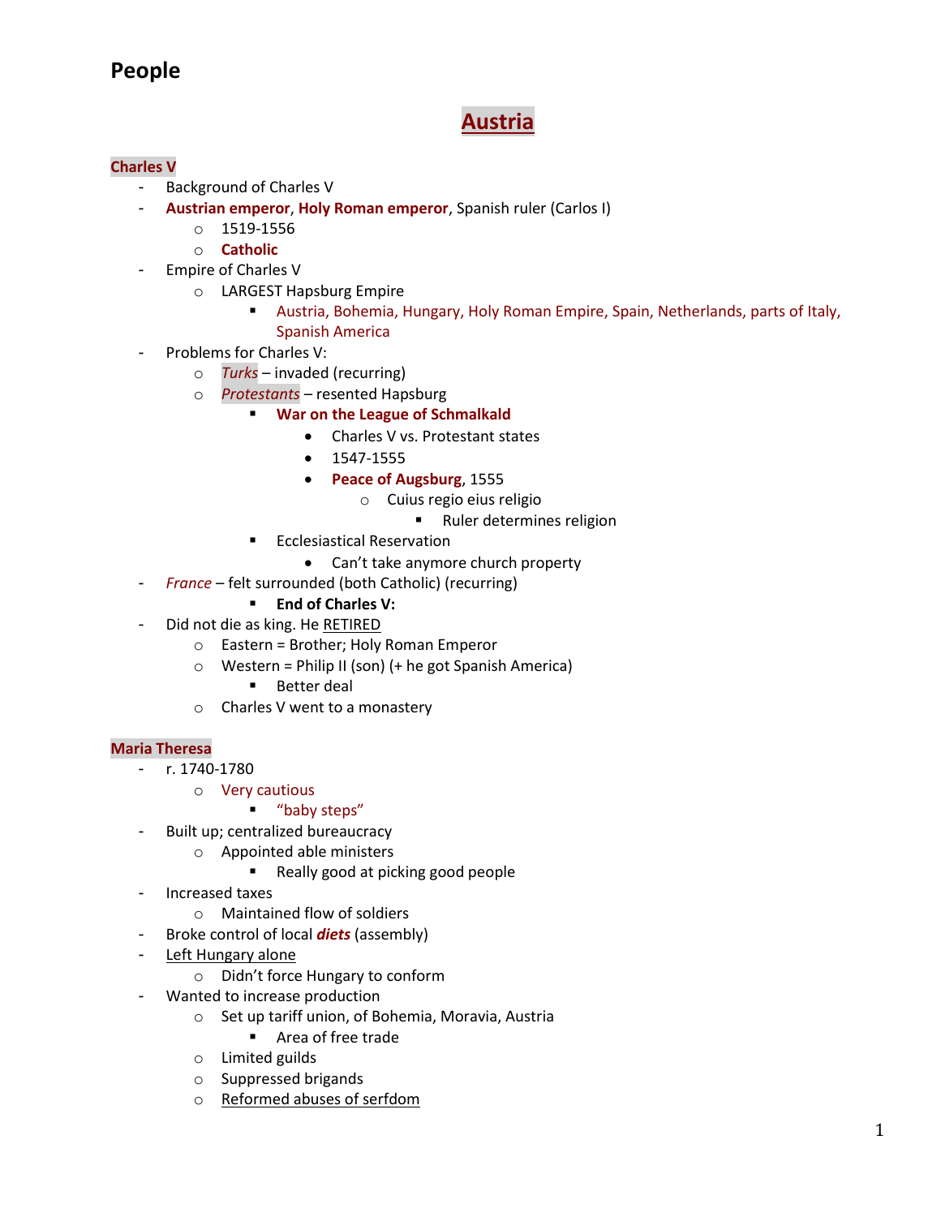# People

## Austria

**Charles V**

- Background of Charles V
- **Austrian emperor**, **Holy Roman emperor**, Spanish ruler (Carlos I)
  - 1519-1556
  - **Catholic**
- Empire of Charles V
  - LARGEST Hapsburg Empire
    - Austria, Bohemia, Hungary, Holy Roman Empire, Spain, Netherlands, parts of Italy, Spanish America
- Problems for Charles V:
  - *Turks* – invaded (recurring)
  - *Protestants* – resented Hapsburg
    - **War on the League of Schmalkald**
      - Charles V vs. Protestant states
      - 1547-1555
      - **Peace of Augsburg**, 1555
        - Cuius regio eius religio
          - Ruler determines religion
    - Ecclesiastical Reservation
      - Can't take anymore church property
- *France* – felt surrounded (both Catholic) (recurring)
    - **End of Charles V:**
- Did not die as king. He RETIRED
  - Eastern = Brother; Holy Roman Emperor
  - Western = Philip II (son) (+ he got Spanish America)
    - Better deal
  - Charles V went to a monastery

**Maria Theresa**

- r. 1740-1780
  - Very cautious
    - "baby steps"
- Built up; centralized bureaucracy
  - Appointed able ministers
    - Really good at picking good people
- Increased taxes
  - Maintained flow of soldiers
- Broke control of local ***diets*** (assembly)
- Left Hungary alone
  - Didn't force Hungary to conform
- Wanted to increase production
  - Set up tariff union, of Bohemia, Moravia, Austria
    - Area of free trade
  - Limited guilds
  - Suppressed brigands
  - Reformed abuses of serfdom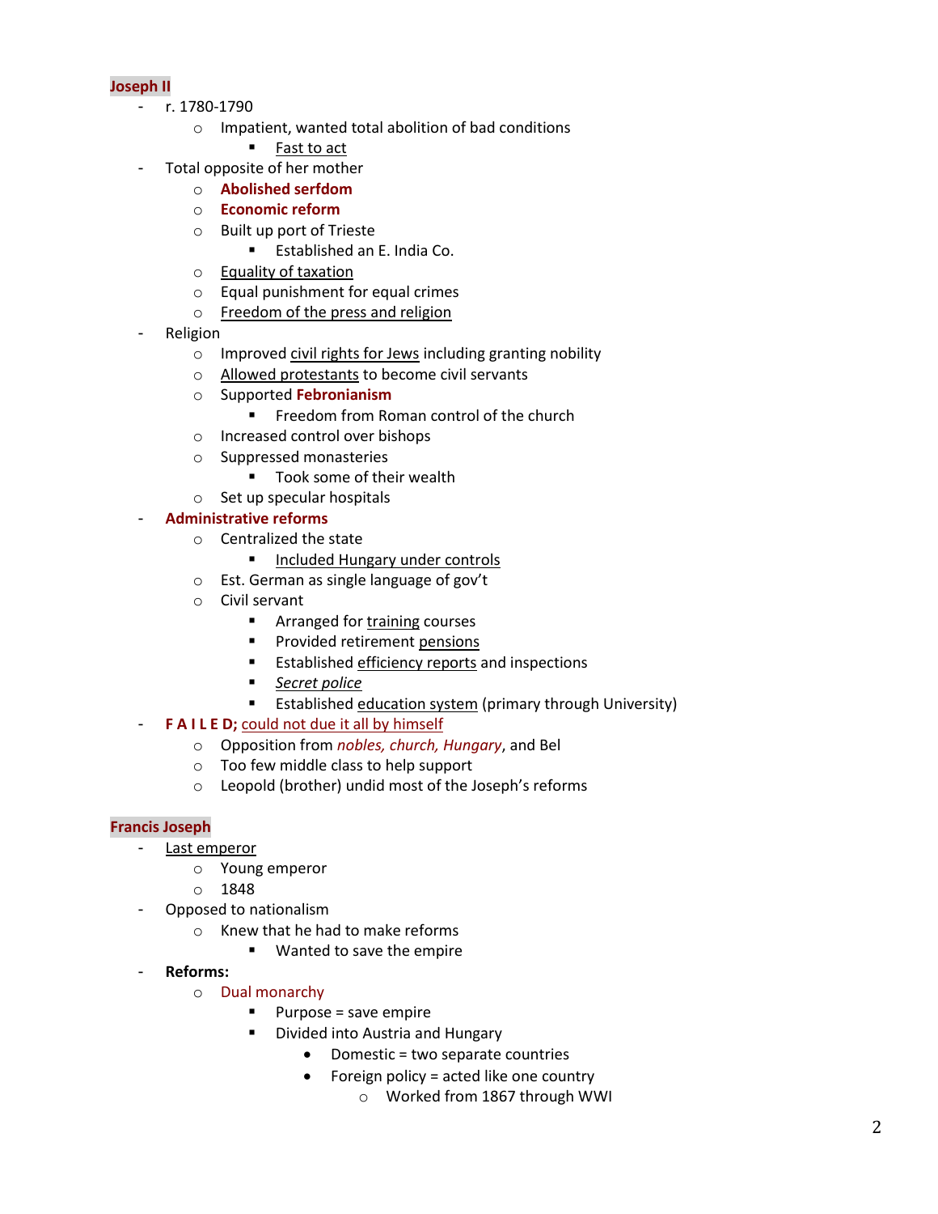**Joseph II**

- r. 1780-1790
    - Impatient, wanted total abolition of bad conditions
        - Fast to act
- Total opposite of her mother
    - **Abolished serfdom**
    - **Economic reform**
    - Built up port of Trieste
        - Established an E. India Co.
    - Equality of taxation
    - Equal punishment for equal crimes
    - Freedom of the press and religion
- Religion
    - Improved civil rights for Jews including granting nobility
    - Allowed protestants to become civil servants
    - Supported **Febronianism**
        - Freedom from Roman control of the church
    - Increased control over bishops
    - Suppressed monasteries
        - Took some of their wealth
    - Set up specular hospitals
- **Administrative reforms**
    - Centralized the state
        - Included Hungary under controls
    - Est. German as single language of gov't
    - Civil servant
        - Arranged for training courses
        - Provided retirement pensions
        - Established efficiency reports and inspections
        - *Secret police*
        - Established education system (primary through University)
- **F A I L E D;** could not due it all by himself
    - Opposition from *nobles, church, Hungary*, and Bel
    - Too few middle class to help support
    - Leopold (brother) undid most of the Joseph's reforms

**Francis Joseph**

- Last emperor
    - Young emperor
    - 1848
- Opposed to nationalism
    - Knew that he had to make reforms
        - Wanted to save the empire
- **Reforms:**
    - Dual monarchy
        - Purpose = save empire
        - Divided into Austria and Hungary
            - Domestic = two separate countries
            - Foreign policy = acted like one country
                - Worked from 1867 through WWI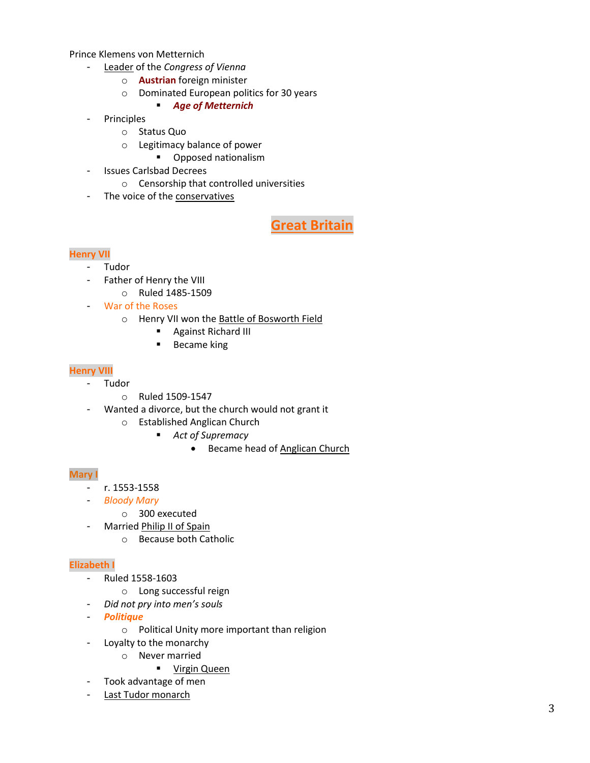Prince Klemens von Metternich

- Leader of the *Congress of Vienna*
  - **Austrian** foreign minister
  - Dominated European politics for 30 years
    - ***Age of Metternich***
- Principles
  - Status Quo
  - Legitimacy balance of power
    - Opposed nationalism
- Issues Carlsbad Decrees
  - Censorship that controlled universities
- The voice of the conservatives

# Great Britain

### Henry VII

- Tudor
- Father of Henry the VIII
  - Ruled 1485-1509
- War of the Roses
  - Henry VII won the Battle of Bosworth Field
    - Against Richard III
    - Became king

### Henry VIII

- Tudor
  - Ruled 1509-1547
- Wanted a divorce, but the church would not grant it
  - Established Anglican Church
    - *Act of Supremacy*
      - Became head of Anglican Church

### Mary I

- r. 1553-1558
- *Bloody Mary*
  - 300 executed
- Married Philip II of Spain
  - Because both Catholic

### Elizabeth I

- Ruled 1558-1603
  - Long successful reign
- *Did not pry into men's souls*
- ***Politique***
  - Political Unity more important than religion
- Loyalty to the monarchy
  - Never married
    - Virgin Queen
- Took advantage of men
- Last Tudor monarch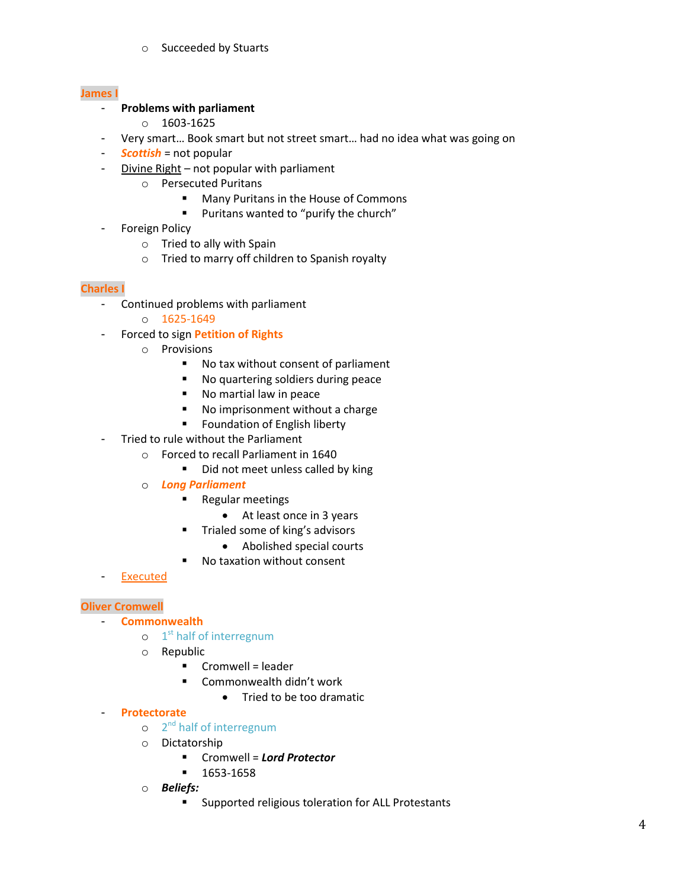- Succeeded by Stuarts

## James I

- **Problems with parliament**
    - 1603-1625
- Very smart… Book smart but not street smart… had no idea what was going on
- ***Scottish*** = not popular
- Divine Right – not popular with parliament
    - Persecuted Puritans
        - Many Puritans in the House of Commons
        - Puritans wanted to "purify the church"
- Foreign Policy
    - Tried to ally with Spain
    - Tried to marry off children to Spanish royalty

## Charles I

- Continued problems with parliament
    - 1625-1649
- Forced to sign **Petition of Rights**
    - Provisions
        - No tax without consent of parliament
        - No quartering soldiers during peace
        - No martial law in peace
        - No imprisonment without a charge
        - Foundation of English liberty
- Tried to rule without the Parliament
    - Forced to recall Parliament in 1640
        - Did not meet unless called by king
    - ***Long Parliament***
        - Regular meetings
            - At least once in 3 years
        - Trialed some of king's advisors
            - Abolished special courts
        - No taxation without consent
- Executed

## Oliver Cromwell

- **Commonwealth**
    - 1st half of interregnum
    - Republic
        - Cromwell = leader
        - Commonwealth didn't work
            - Tried to be too dramatic
- **Protectorate**
    - 2nd half of interregnum
    - Dictatorship
        - Cromwell = ***Lord Protector***
        - 1653-1658
    - ***Beliefs:***
        - Supported religious toleration for ALL Protestants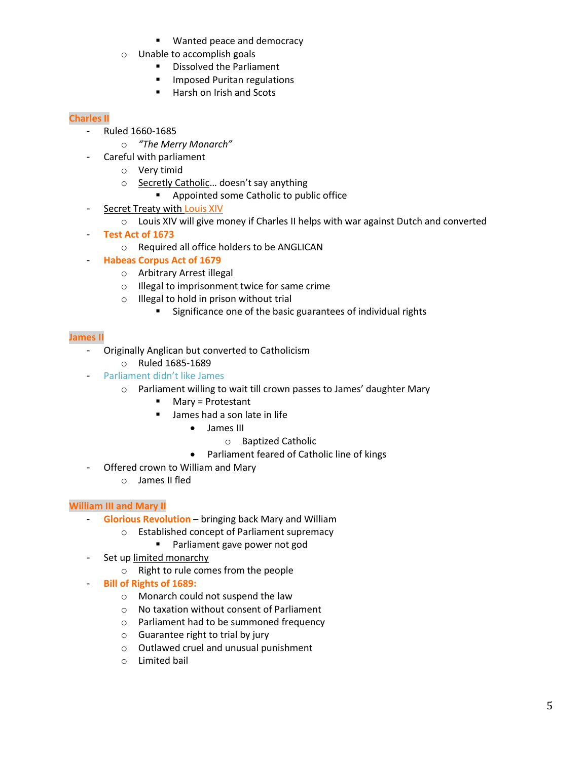- Wanted peace and democracy
  - Unable to accomplish goals
    - Dissolved the Parliament
    - Imposed Puritan regulations
    - Harsh on Irish and Scots

**Charles II**

- Ruled 1660-1685
  - *"The Merry Monarch"*
- Careful with parliament
  - Very timid
  - Secretly Catholic… doesn't say anything
    - Appointed some Catholic to public office
- Secret Treaty with Louis XIV
  - Louis XIV will give money if Charles II helps with war against Dutch and converted
- **Test Act of 1673**
  - Required all office holders to be ANGLICAN
- **Habeas Corpus Act of 1679**
  - Arbitrary Arrest illegal
  - Illegal to imprisonment twice for same crime
  - Illegal to hold in prison without trial
    - Significance one of the basic guarantees of individual rights

**James II**

- Originally Anglican but converted to Catholicism
  - Ruled 1685-1689
- Parliament didn't like James
  - Parliament willing to wait till crown passes to James' daughter Mary
    - Mary = Protestant
    - James had a son late in life
      - James III
        - Baptized Catholic
      - Parliament feared of Catholic line of kings
- Offered crown to William and Mary
  - James II fled

**William III and Mary II**

- **Glorious Revolution** – bringing back Mary and William
  - Established concept of Parliament supremacy
    - Parliament gave power not god
- Set up limited monarchy
  - Right to rule comes from the people
- **Bill of Rights of 1689:**
  - Monarch could not suspend the law
  - No taxation without consent of Parliament
  - Parliament had to be summoned frequency
  - Guarantee right to trial by jury
  - Outlawed cruel and unusual punishment
  - Limited bail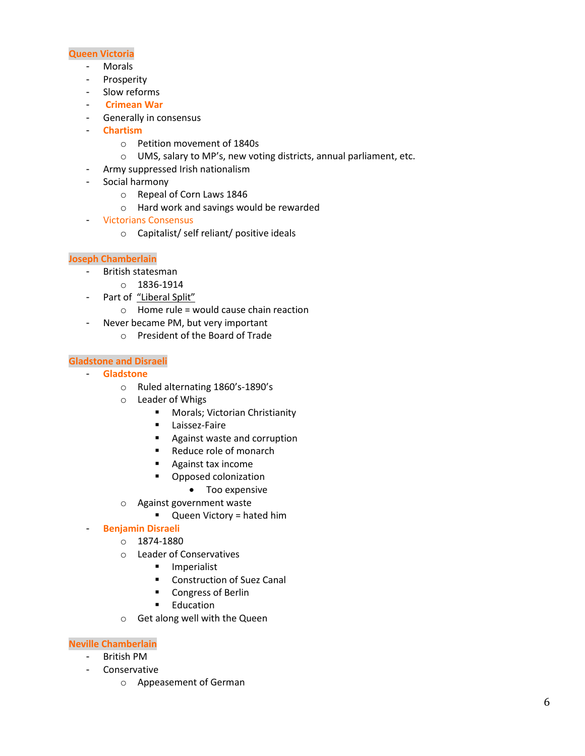## Queen Victoria

- Morals
- Prosperity
- Slow reforms
- **Crimean War**
- Generally in consensus
- **Chartism**
  - Petition movement of 1840s
  - UMS, salary to MP's, new voting districts, annual parliament, etc.
- Army suppressed Irish nationalism
- Social harmony
  - Repeal of Corn Laws 1846
  - Hard work and savings would be rewarded
- Victorians Consensus
  - Capitalist/ self reliant/ positive ideals

## Joseph Chamberlain

- British statesman
  - 1836-1914
- Part of "Liberal Split"
  - Home rule = would cause chain reaction
- Never became PM, but very important
  - President of the Board of Trade

## Gladstone and Disraeli

- **Gladstone**
  - Ruled alternating 1860's-1890's
  - Leader of Whigs
    - Morals; Victorian Christianity
    - Laissez-Faire
    - Against waste and corruption
    - Reduce role of monarch
    - Against tax income
    - Opposed colonization
      - Too expensive
  - Against government waste
    - Queen Victory = hated him
- **Benjamin Disraeli**
  - 1874-1880
  - Leader of Conservatives
    - Imperialist
    - Construction of Suez Canal
    - Congress of Berlin
    - Education
  - Get along well with the Queen

## Neville Chamberlain

- British PM
- Conservative
  - Appeasement of German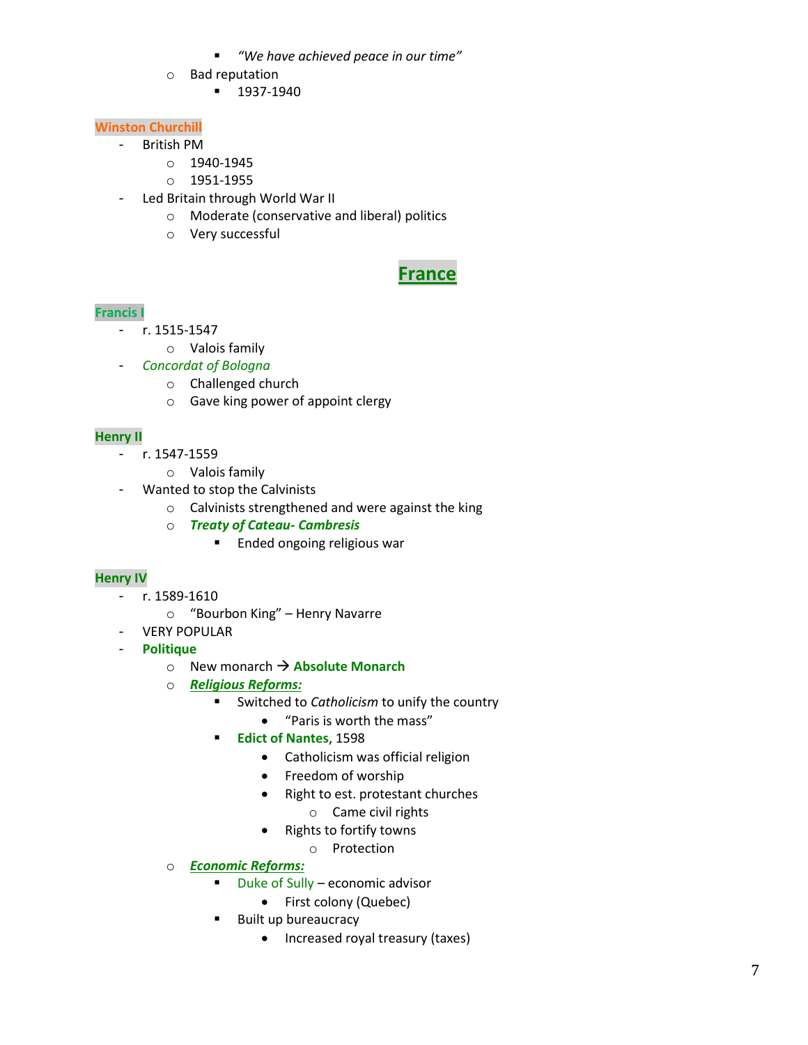- *"We have achieved peace in our time"*
    - Bad reputation
        - 1937-1940

**Winston Churchill**

- British PM
    - 1940-1945
    - 1951-1955
- Led Britain through World War II
    - Moderate (conservative and liberal) politics
    - Very successful

# France

**Francis I**

- r. 1515-1547
    - Valois family
- *Concordat of Bologna*
    - Challenged church
    - Gave king power of appoint clergy

**Henry II**

- r. 1547-1559
    - Valois family
- Wanted to stop the Calvinists
    - Calvinists strengthened and were against the king
    - ***Treaty of Cateau- Cambresis***
        - Ended ongoing religious war

**Henry IV**

- r. 1589-1610
    - "Bourbon King" – Henry Navarre
- VERY POPULAR
- **Politique**
    - New monarch → **Absolute Monarch**
    - ***Religious Reforms:***
        - Switched to *Catholicism* to unify the country
            - "Paris is worth the mass"
        - **Edict of Nantes**, 1598
            - Catholicism was official religion
            - Freedom of worship
            - Right to est. protestant churches
                - Came civil rights
            - Rights to fortify towns
                - Protection
    - ***Economic Reforms:***
        - Duke of Sully – economic advisor
            - First colony (Quebec)
        - Built up bureaucracy
            - Increased royal treasury (taxes)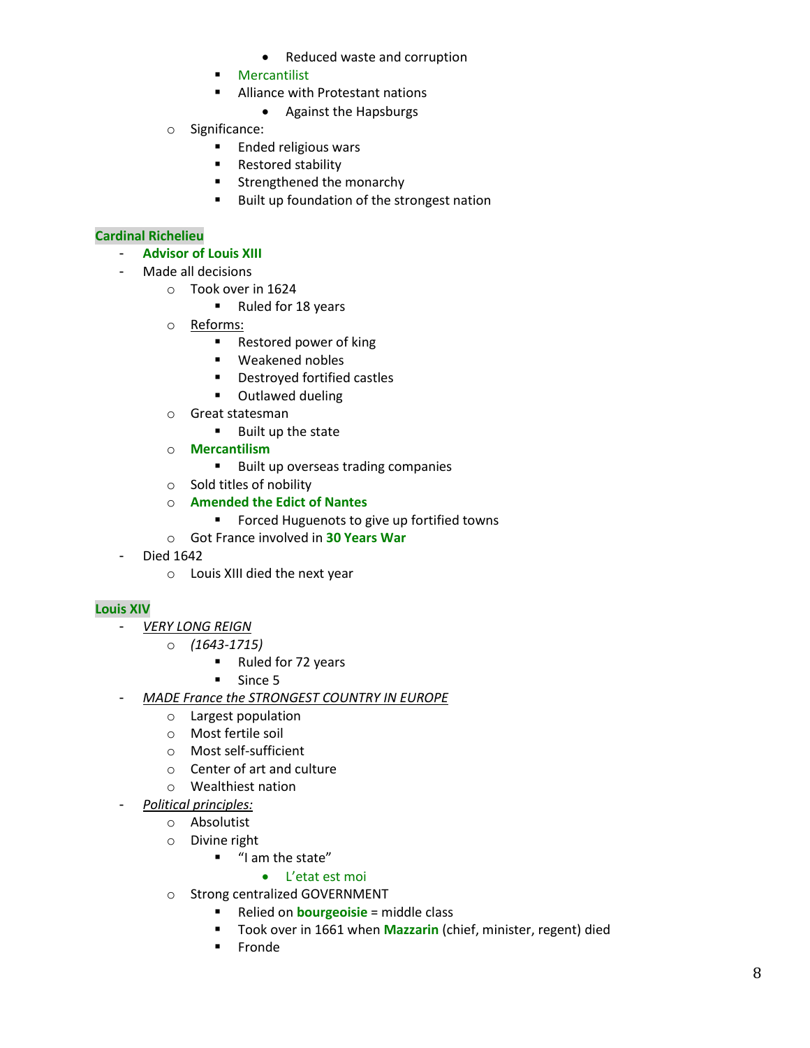- Reduced waste and corruption
        - Mercantilist
        - Alliance with Protestant nations
            - Against the Hapsburgs
    - Significance:
        - Ended religious wars
        - Restored stability
        - Strengthened the monarchy
        - Built up foundation of the strongest nation

**Cardinal Richelieu**

- **Advisor of Louis XIII**
- Made all decisions
    - Took over in 1624
        - Ruled for 18 years
    - Reforms:
        - Restored power of king
        - Weakened nobles
        - Destroyed fortified castles
        - Outlawed dueling
    - Great statesman
        - Built up the state
    - **Mercantilism**
        - Built up overseas trading companies
    - Sold titles of nobility
    - **Amended the Edict of Nantes**
        - Forced Huguenots to give up fortified towns
    - Got France involved in **30 Years War**
- Died 1642
    - Louis XIII died the next year

**Louis XIV**

- *VERY LONG REIGN*
    - *(1643-1715)*
        - Ruled for 72 years
        - Since 5
- *MADE France the STRONGEST COUNTRY IN EUROPE*
    - Largest population
    - Most fertile soil
    - Most self-sufficient
    - Center of art and culture
    - Wealthiest nation
- *Political principles:*
    - Absolutist
    - Divine right
        - "I am the state"
            - L'etat est moi
    - Strong centralized GOVERNMENT
        - Relied on **bourgeoisie** = middle class
        - Took over in 1661 when **Mazzarin** (chief, minister, regent) died
        - Fronde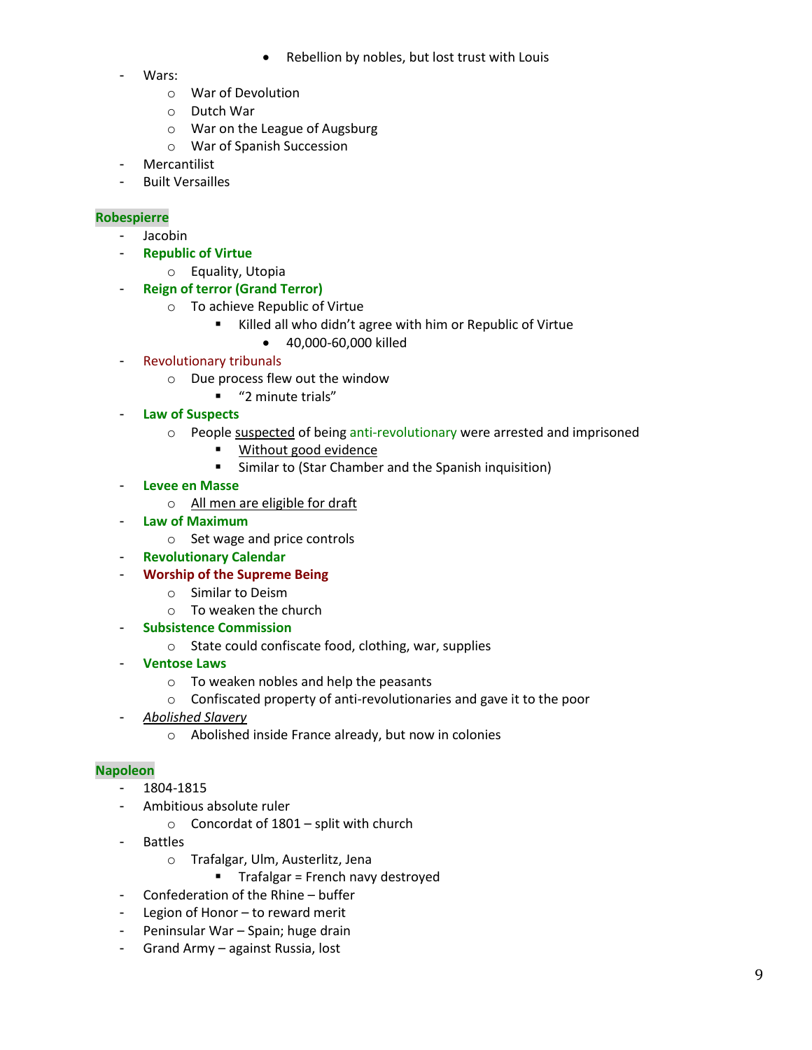- Rebellion by nobles, but lost trust with Louis
- Wars:
    - War of Devolution
    - Dutch War
    - War on the League of Augsburg
    - War of Spanish Succession
- Mercantilist
- Built Versailles

**Robespierre**

- Jacobin
- **Republic of Virtue**
    - Equality, Utopia
- **Reign of terror (Grand Terror)**
    - To achieve Republic of Virtue
        - Killed all who didn't agree with him or Republic of Virtue
            - 40,000-60,000 killed
- Revolutionary tribunals
    - Due process flew out the window
        - "2 minute trials"
- **Law of Suspects**
    - People suspected of being anti-revolutionary were arrested and imprisoned
        - Without good evidence
        - Similar to (Star Chamber and the Spanish inquisition)
- **Levee en Masse**
    - All men are eligible for draft
- **Law of Maximum**
    - Set wage and price controls
- **Revolutionary Calendar**
- **Worship of the Supreme Being**
    - Similar to Deism
    - To weaken the church
- **Subsistence Commission**
    - State could confiscate food, clothing, war, supplies
- **Ventose Laws**
    - To weaken nobles and help the peasants
    - Confiscated property of anti-revolutionaries and gave it to the poor
- *Abolished Slavery*
    - Abolished inside France already, but now in colonies

**Napoleon**

- 1804-1815
- Ambitious absolute ruler
    - Concordat of 1801 – split with church
- Battles
    - Trafalgar, Ulm, Austerlitz, Jena
        - Trafalgar = French navy destroyed
- Confederation of the Rhine – buffer
- Legion of Honor – to reward merit
- Peninsular War – Spain; huge drain
- Grand Army – against Russia, lost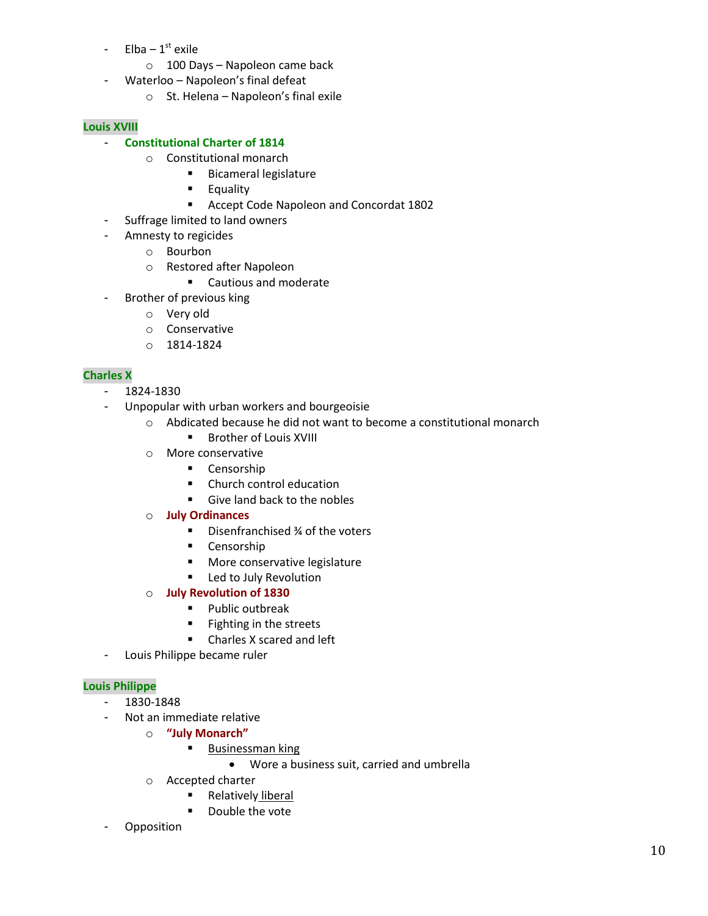- Elba – 1st exile
  - 100 Days – Napoleon came back
- Waterloo – Napoleon's final defeat
  - St. Helena – Napoleon's final exile

**Louis XVIII**

- **Constitutional Charter of 1814**
  - Constitutional monarch
    - Bicameral legislature
    - Equality
    - Accept Code Napoleon and Concordat 1802
- Suffrage limited to land owners
- Amnesty to regicides
  - Bourbon
  - Restored after Napoleon
    - Cautious and moderate
- Brother of previous king
  - Very old
  - Conservative
  - 1814-1824

**Charles X**

- 1824-1830
- Unpopular with urban workers and bourgeoisie
  - Abdicated because he did not want to become a constitutional monarch
    - Brother of Louis XVIII
  - More conservative
    - Censorship
    - Church control education
    - Give land back to the nobles
  - **July Ordinances**
    - Disenfranchised ¾ of the voters
    - Censorship
    - More conservative legislature
    - Led to July Revolution
  - **July Revolution of 1830**
    - Public outbreak
    - Fighting in the streets
    - Charles X scared and left
- Louis Philippe became ruler

**Louis Philippe**

- 1830-1848
- Not an immediate relative
  - **"July Monarch"**
    - Businessman king
      - Wore a business suit, carried and umbrella
  - Accepted charter
    - Relatively liberal
    - Double the vote
- Opposition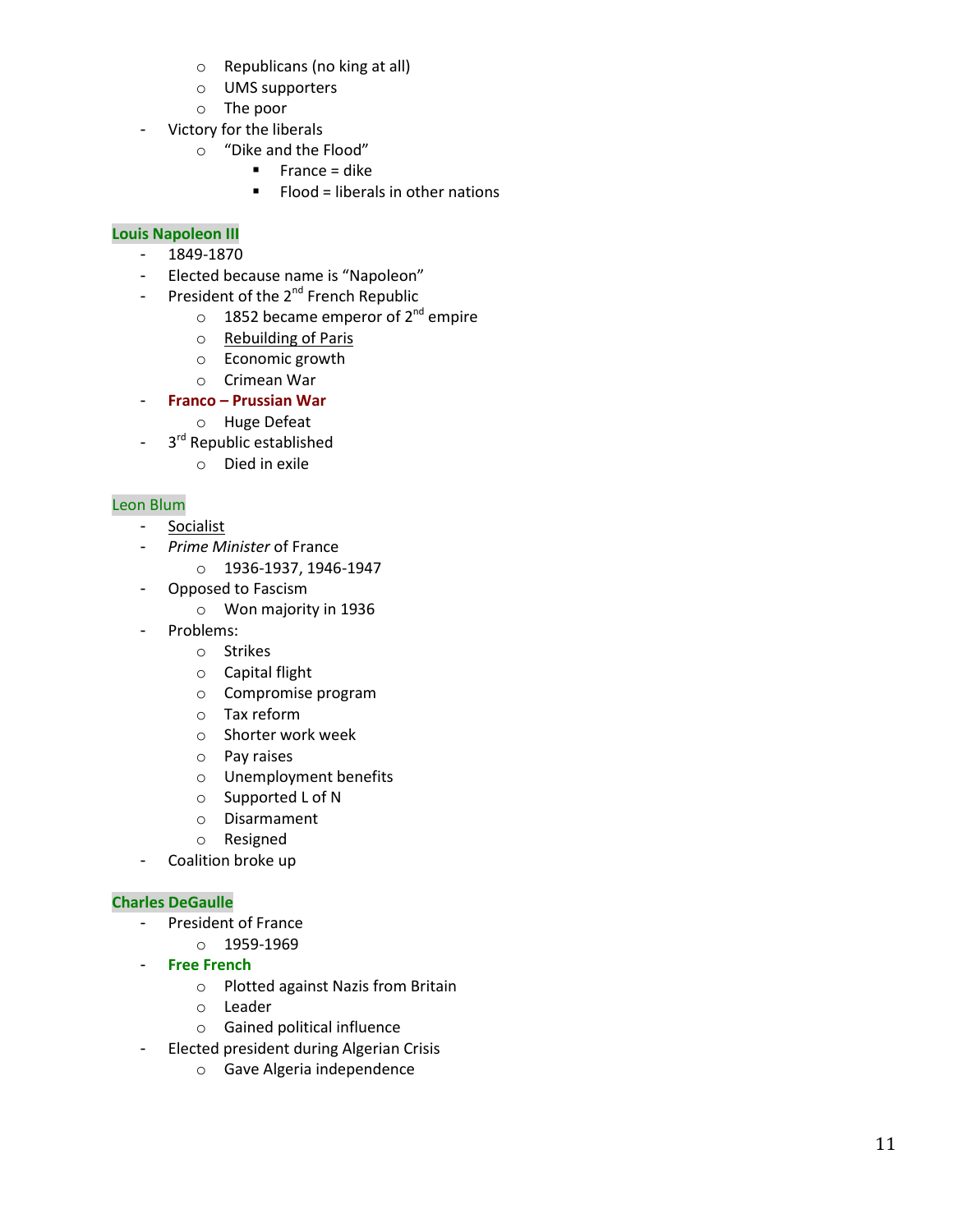- Republicans (no king at all)
    - UMS supporters
    - The poor
- Victory for the liberals
    - "Dike and the Flood"
        - France = dike
        - Flood = liberals in other nations

**Louis Napoleon III**

- 1849-1870
- Elected because name is "Napoleon"
- President of the 2nd French Republic
    - 1852 became emperor of 2nd empire
    - Rebuilding of Paris
    - Economic growth
    - Crimean War
- **Franco – Prussian War**
    - Huge Defeat
- 3rd Republic established
    - Died in exile

Leon Blum

- Socialist
- *Prime Minister* of France
    - 1936-1937, 1946-1947
- Opposed to Fascism
    - Won majority in 1936
- Problems:
    - Strikes
    - Capital flight
    - Compromise program
    - Tax reform
    - Shorter work week
    - Pay raises
    - Unemployment benefits
    - Supported L of N
    - Disarmament
    - Resigned
- Coalition broke up

**Charles DeGaulle**

- President of France
    - 1959-1969
- **Free French**
    - Plotted against Nazis from Britain
    - Leader
    - Gained political influence
- Elected president during Algerian Crisis
    - Gave Algeria independence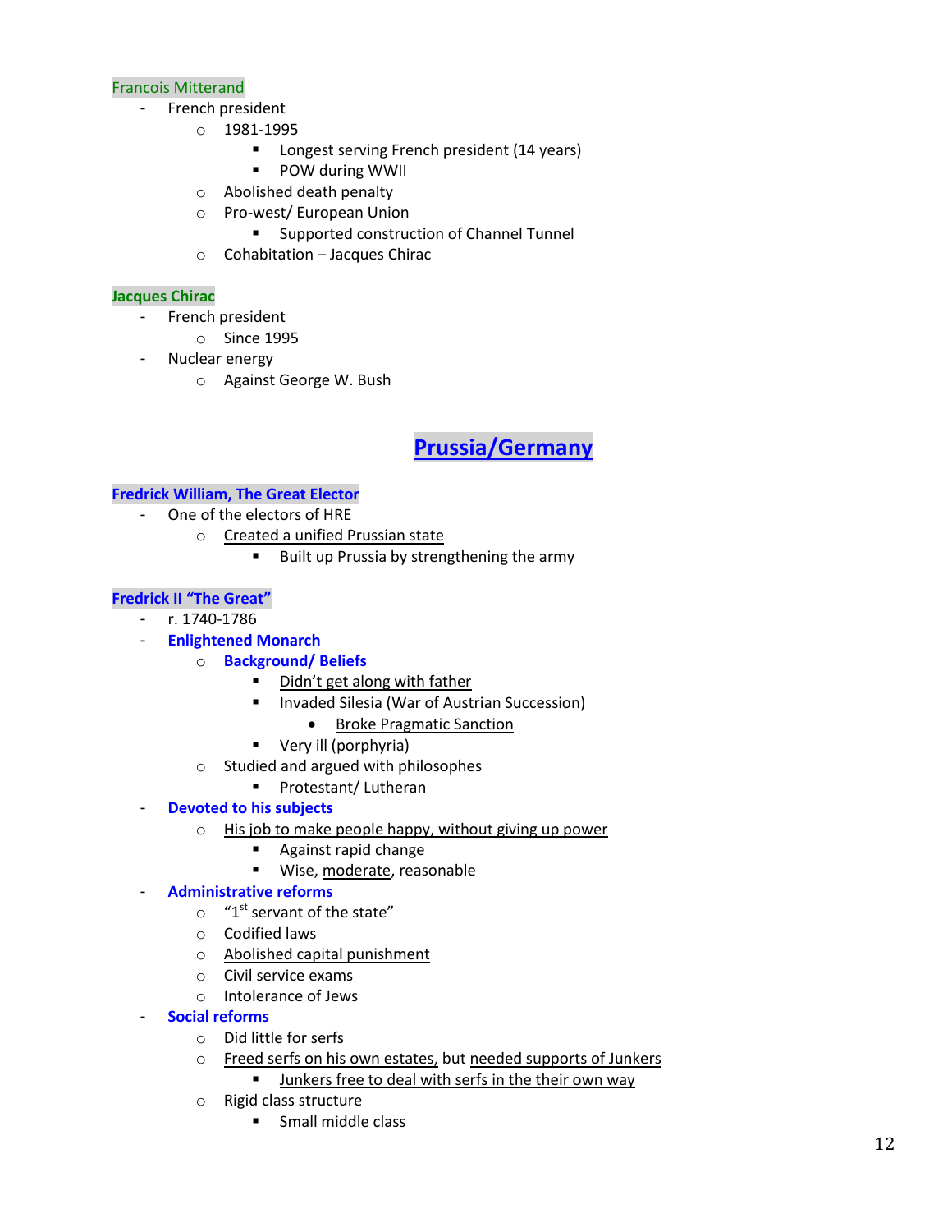### Francois Mitterand

- French president
  - 1981-1995
    - Longest serving French president (14 years)
    - POW during WWII
  - Abolished death penalty
  - Pro-west/ European Union
    - Supported construction of Channel Tunnel
  - Cohabitation – Jacques Chirac

### **Jacques Chirac**

- French president
  - Since 1995
- Nuclear energy
  - Against George W. Bush

## Prussia/Germany

### **Fredrick William, The Great Elector**

- One of the electors of HRE
  - Created a unified Prussian state
    - Built up Prussia by strengthening the army

### **Fredrick II "The Great"**

- r. 1740-1786
- **Enlightened Monarch**
  - **Background/ Beliefs**
    - Didn't get along with father
    - Invaded Silesia (War of Austrian Succession)
      - Broke Pragmatic Sanction
    - Very ill (porphyria)
  - Studied and argued with philosophes
    - Protestant/ Lutheran
- **Devoted to his subjects**
  - His job to make people happy, without giving up power
    - Against rapid change
    - Wise, moderate, reasonable
- **Administrative reforms**
  - "1st servant of the state"
  - Codified laws
  - Abolished capital punishment
  - Civil service exams
  - Intolerance of Jews
- **Social reforms**
  - Did little for serfs
  - Freed serfs on his own estates, but needed supports of Junkers
    - Junkers free to deal with serfs in the their own way
  - Rigid class structure
    - Small middle class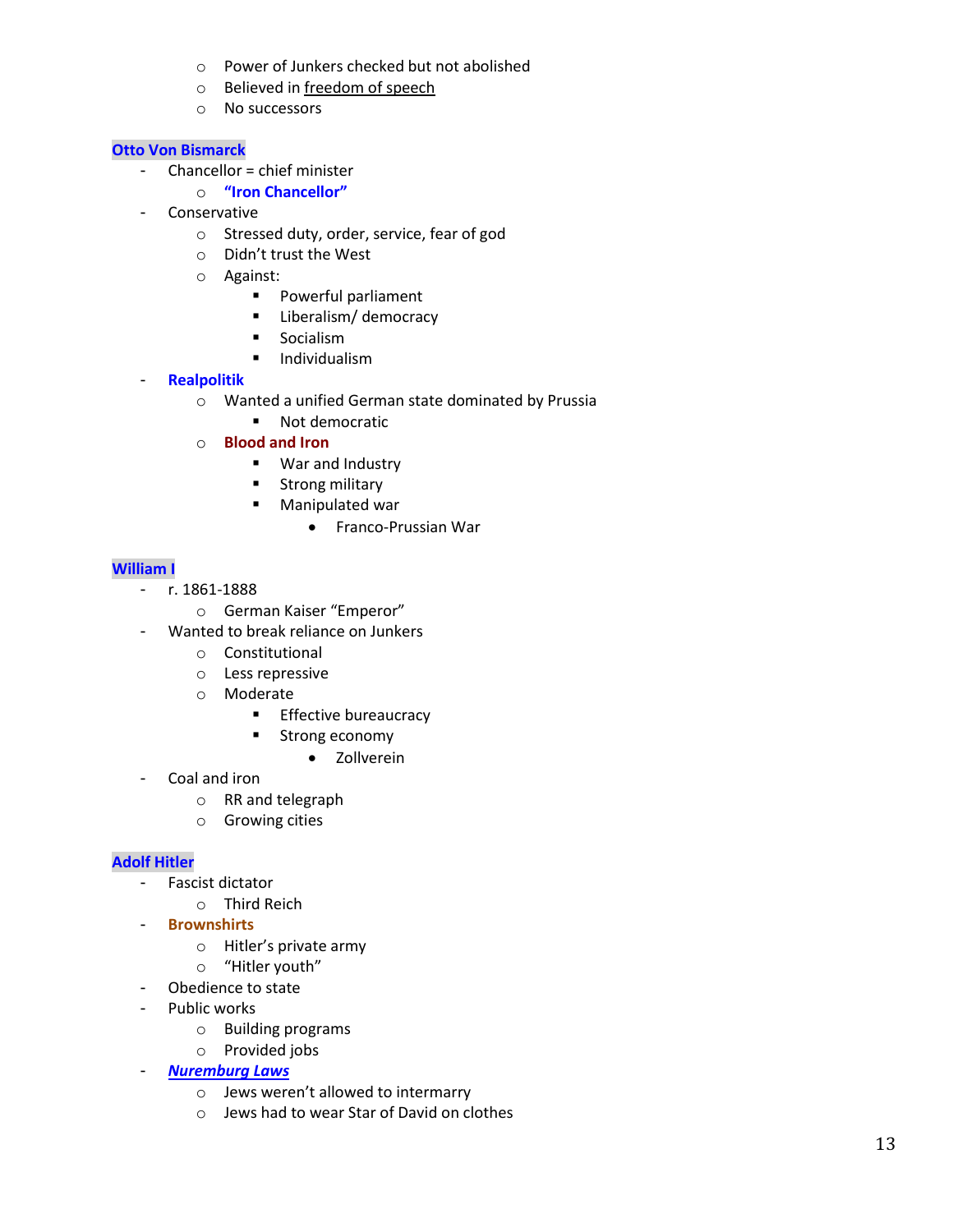- Power of Junkers checked but not abolished
    - Believed in freedom of speech
    - No successors

**Otto Von Bismarck**

- Chancellor = chief minister
    - **"Iron Chancellor"**
- Conservative
    - Stressed duty, order, service, fear of god
    - Didn't trust the West
    - Against:
        - Powerful parliament
        - Liberalism/ democracy
        - Socialism
        - Individualism
- **Realpolitik**
    - Wanted a unified German state dominated by Prussia
        - Not democratic
    - **Blood and Iron**
        - War and Industry
        - Strong military
        - Manipulated war
            - Franco-Prussian War

**William I**

- r. 1861-1888
    - German Kaiser "Emperor"
- Wanted to break reliance on Junkers
    - Constitutional
    - Less repressive
    - Moderate
        - Effective bureaucracy
        - Strong economy
            - Zollverein
- Coal and iron
    - RR and telegraph
    - Growing cities

**Adolf Hitler**

- Fascist dictator
    - Third Reich
- **Brownshirts**
    - Hitler's private army
    - "Hitler youth"
- Obedience to state
- Public works
    - Building programs
    - Provided jobs
- ***Nuremburg Laws***
    - Jews weren't allowed to intermarry
    - Jews had to wear Star of David on clothes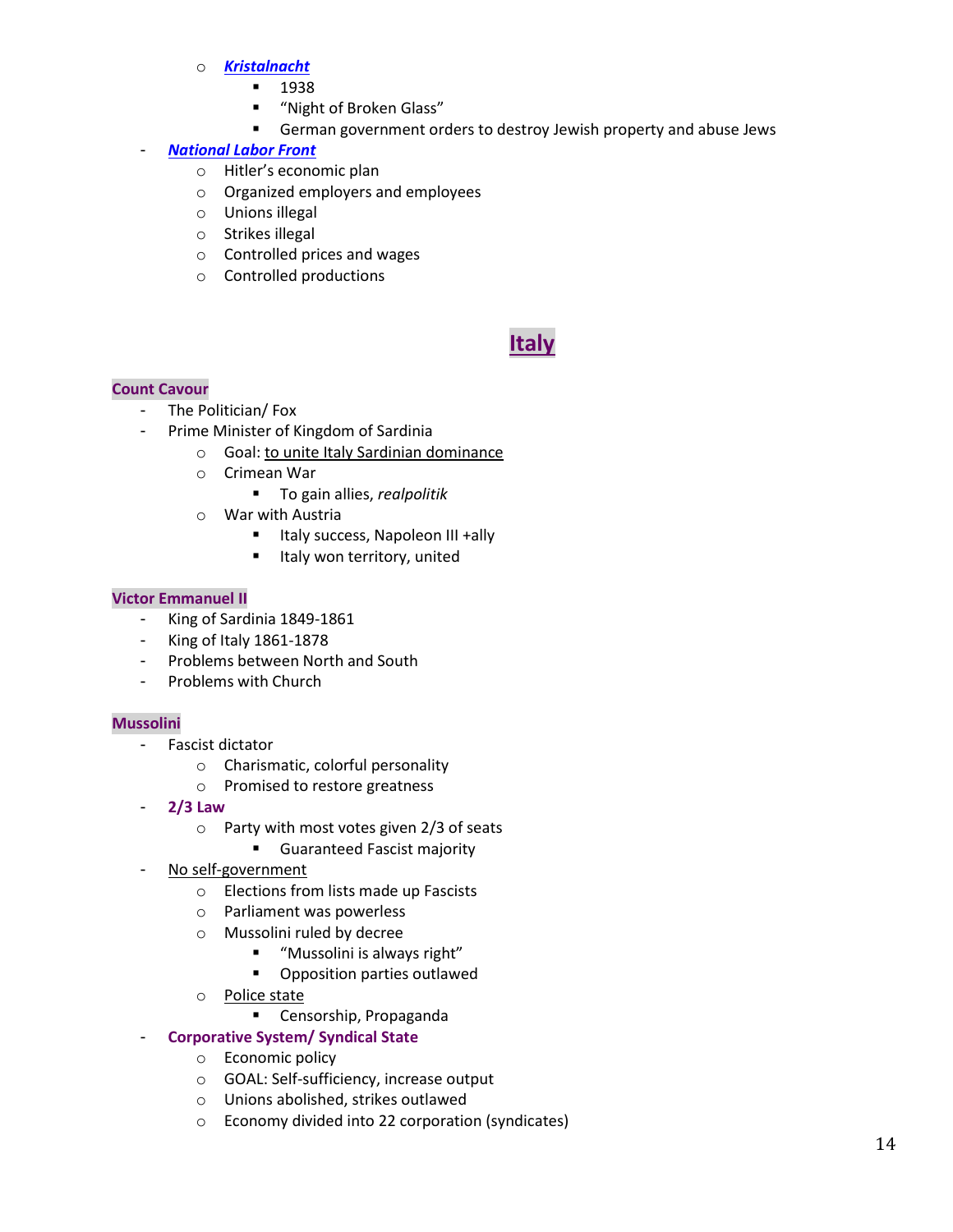- *Kristalnacht*
  - 1938
  - "Night of Broken Glass"
  - German government orders to destroy Jewish property and abuse Jews

- ***National Labor Front***
  - Hitler's economic plan
  - Organized employers and employees
  - Unions illegal
  - Strikes illegal
  - Controlled prices and wages
  - Controlled productions

# Italy

**Count Cavour**

- The Politician/ Fox
- Prime Minister of Kingdom of Sardinia
  - Goal: to unite Italy Sardinian dominance
  - Crimean War
    - To gain allies, *realpolitik*
  - War with Austria
    - Italy success, Napoleon III +ally
    - Italy won territory, united

**Victor Emmanuel II**

- King of Sardinia 1849-1861
- King of Italy 1861-1878
- Problems between North and South
- Problems with Church

**Mussolini**

- Fascist dictator
  - Charismatic, colorful personality
  - Promised to restore greatness
- **2/3 Law**
  - Party with most votes given 2/3 of seats
    - Guaranteed Fascist majority
- No self-government
  - Elections from lists made up Fascists
  - Parliament was powerless
  - Mussolini ruled by decree
    - "Mussolini is always right"
    - Opposition parties outlawed
  - Police state
    - Censorship, Propaganda
- **Corporative System/ Syndical State**
  - Economic policy
  - GOAL: Self-sufficiency, increase output
  - Unions abolished, strikes outlawed
  - Economy divided into 22 corporation (syndicates)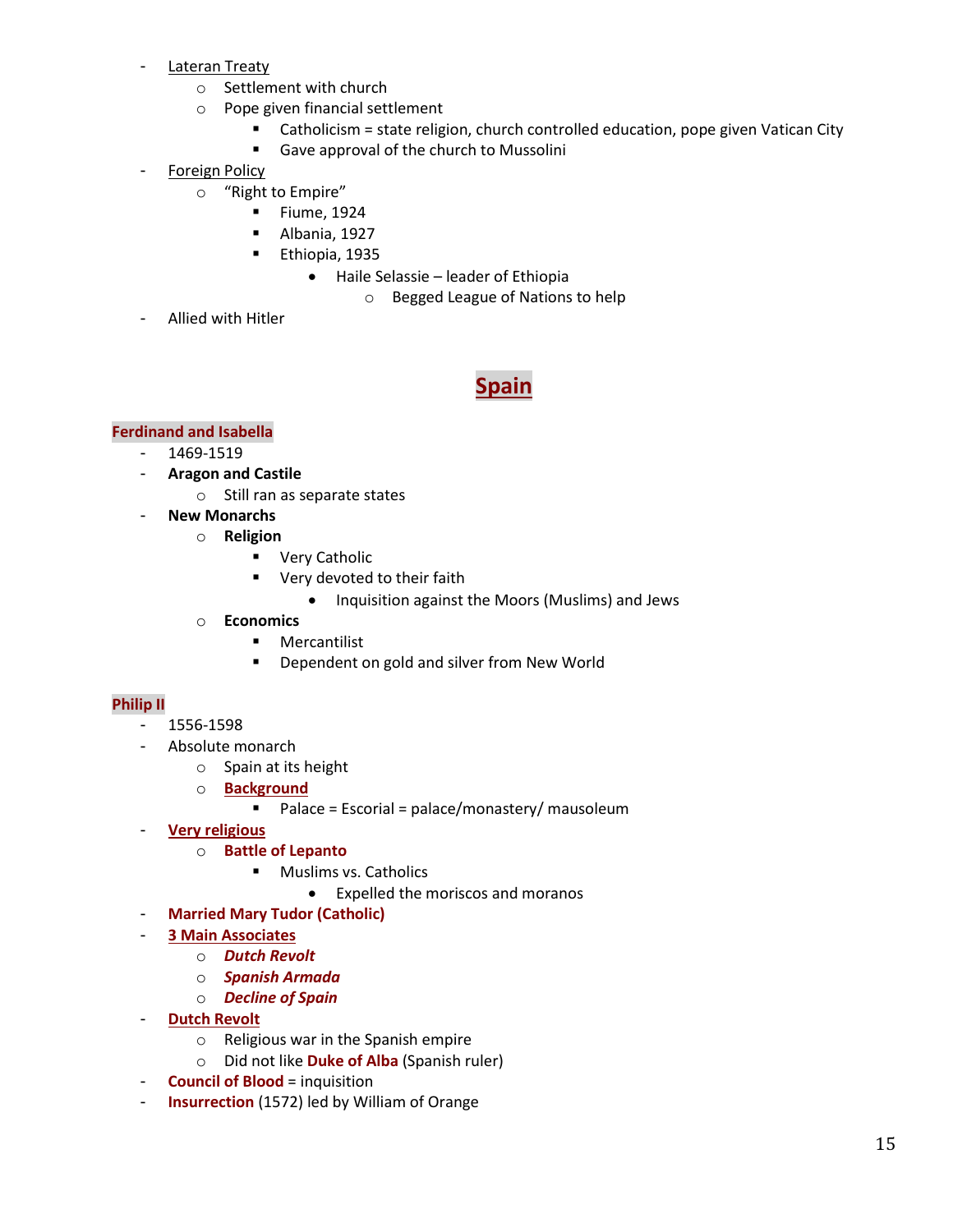- Lateran Treaty
  - Settlement with church
  - Pope given financial settlement
    - Catholicism = state religion, church controlled education, pope given Vatican City
    - Gave approval of the church to Mussolini
- Foreign Policy
  - "Right to Empire"
    - Fiume, 1924
    - Albania, 1927
    - Ethiopia, 1935
      - Haile Selassie – leader of Ethiopia
        - Begged League of Nations to help
- Allied with Hitler

# Spain

## Ferdinand and Isabella

- 1469-1519
- **Aragon and Castile**
  - Still ran as separate states
- **New Monarchs**
  - **Religion**
    - Very Catholic
    - Very devoted to their faith
      - Inquisition against the Moors (Muslims) and Jews
  - **Economics**
    - Mercantilist
    - Dependent on gold and silver from New World

## Philip II

- 1556-1598
- Absolute monarch
  - Spain at its height
  - **Background**
    - Palace = Escorial = palace/monastery/ mausoleum
- **Very religious**
  - **Battle of Lepanto**
    - Muslims vs. Catholics
      - Expelled the moriscos and moranos
- **Married Mary Tudor (Catholic)**
- **3 Main Associates**
  - ***Dutch Revolt***
  - ***Spanish Armada***
  - ***Decline of Spain***
- **Dutch Revolt**
  - Religious war in the Spanish empire
  - Did not like **Duke of Alba** (Spanish ruler)
- **Council of Blood** = inquisition
- **Insurrection** (1572) led by William of Orange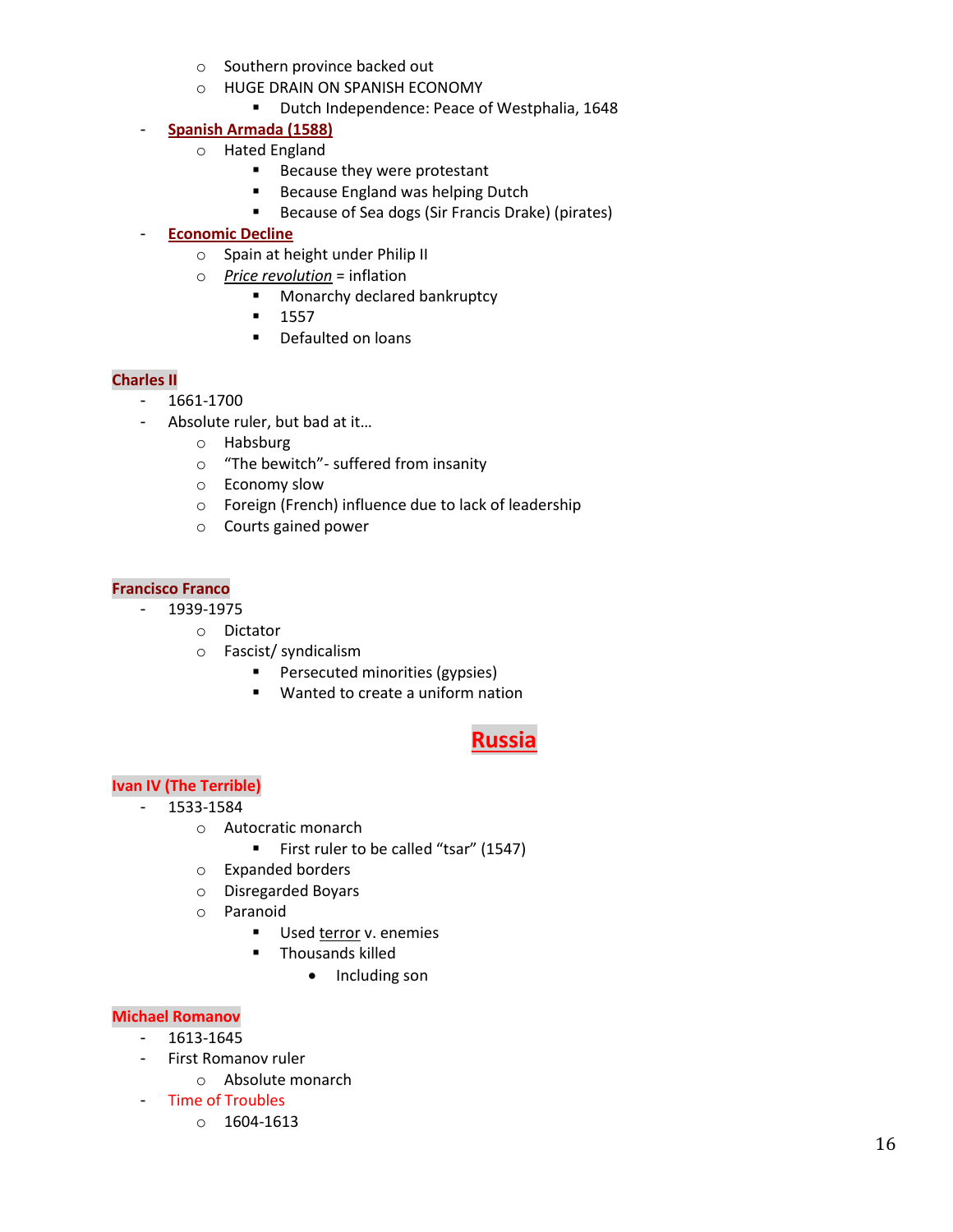- Southern province backed out
- HUGE DRAIN ON SPANISH ECONOMY
  - Dutch Independence: Peace of Westphalia, 1648

- **Spanish Armada (1588)**
  - Hated England
    - Because they were protestant
    - Because England was helping Dutch
    - Because of Sea dogs (Sir Francis Drake) (pirates)
- **Economic Decline**
  - Spain at height under Philip II
  - *Price revolution* = inflation
    - Monarchy declared bankruptcy
    - 1557
    - Defaulted on loans

### Charles II

- 1661-1700
- Absolute ruler, but bad at it…
  - Habsburg
  - "The bewitch"- suffered from insanity
  - Economy slow
  - Foreign (French) influence due to lack of leadership
  - Courts gained power

### Francisco Franco

- 1939-1975
  - Dictator
  - Fascist/ syndicalism
    - Persecuted minorities (gypsies)
    - Wanted to create a uniform nation

## Russia

### Ivan IV (The Terrible)

- 1533-1584
  - Autocratic monarch
    - First ruler to be called "tsar" (1547)
  - Expanded borders
  - Disregarded Boyars
  - Paranoid
    - Used terror v. enemies
    - Thousands killed
      - Including son

### Michael Romanov

- 1613-1645
- First Romanov ruler
  - Absolute monarch
- Time of Troubles
  - 1604-1613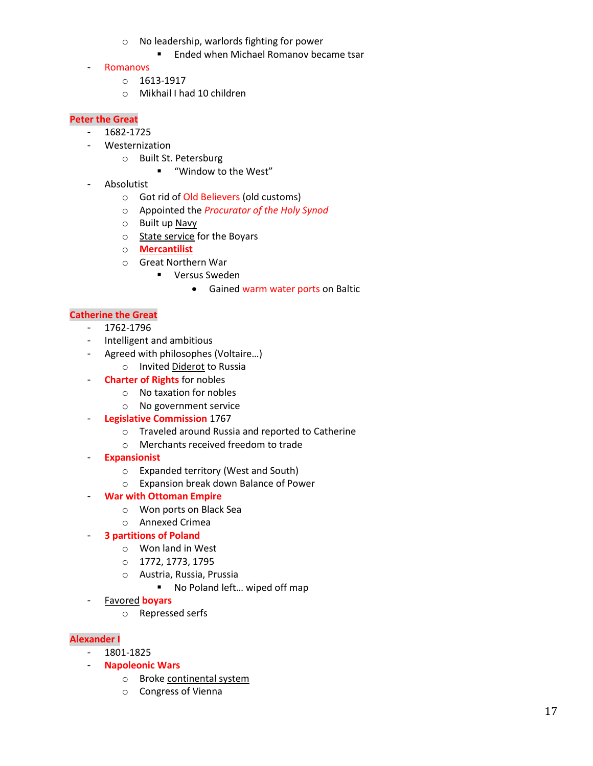- No leadership, warlords fighting for power
        - Ended when Michael Romanov became tsar
- Romanovs
    - 1613-1917
    - Mikhail I had 10 children

**Peter the Great**

- 1682-1725
- Westernization
    - Built St. Petersburg
        - "Window to the West"
- Absolutist
    - Got rid of Old Believers (old customs)
    - Appointed the *Procurator of the Holy Synod*
    - Built up Navy
    - State service for the Boyars
    - **Mercantilist**
    - Great Northern War
        - Versus Sweden
            - Gained warm water ports on Baltic

**Catherine the Great**

- 1762-1796
- Intelligent and ambitious
- Agreed with philosophes (Voltaire…)
    - Invited Diderot to Russia
- **Charter of Rights** for nobles
    - No taxation for nobles
    - No government service
- **Legislative Commission** 1767
    - Traveled around Russia and reported to Catherine
    - Merchants received freedom to trade
- **Expansionist**
    - Expanded territory (West and South)
    - Expansion break down Balance of Power
- **War with Ottoman Empire**
    - Won ports on Black Sea
    - Annexed Crimea
- **3 partitions of Poland**
    - Won land in West
    - 1772, 1773, 1795
    - Austria, Russia, Prussia
        - No Poland left… wiped off map
- Favored **boyars**
    - Repressed serfs

**Alexander I**

- 1801-1825
- **Napoleonic Wars**
    - Broke continental system
    - Congress of Vienna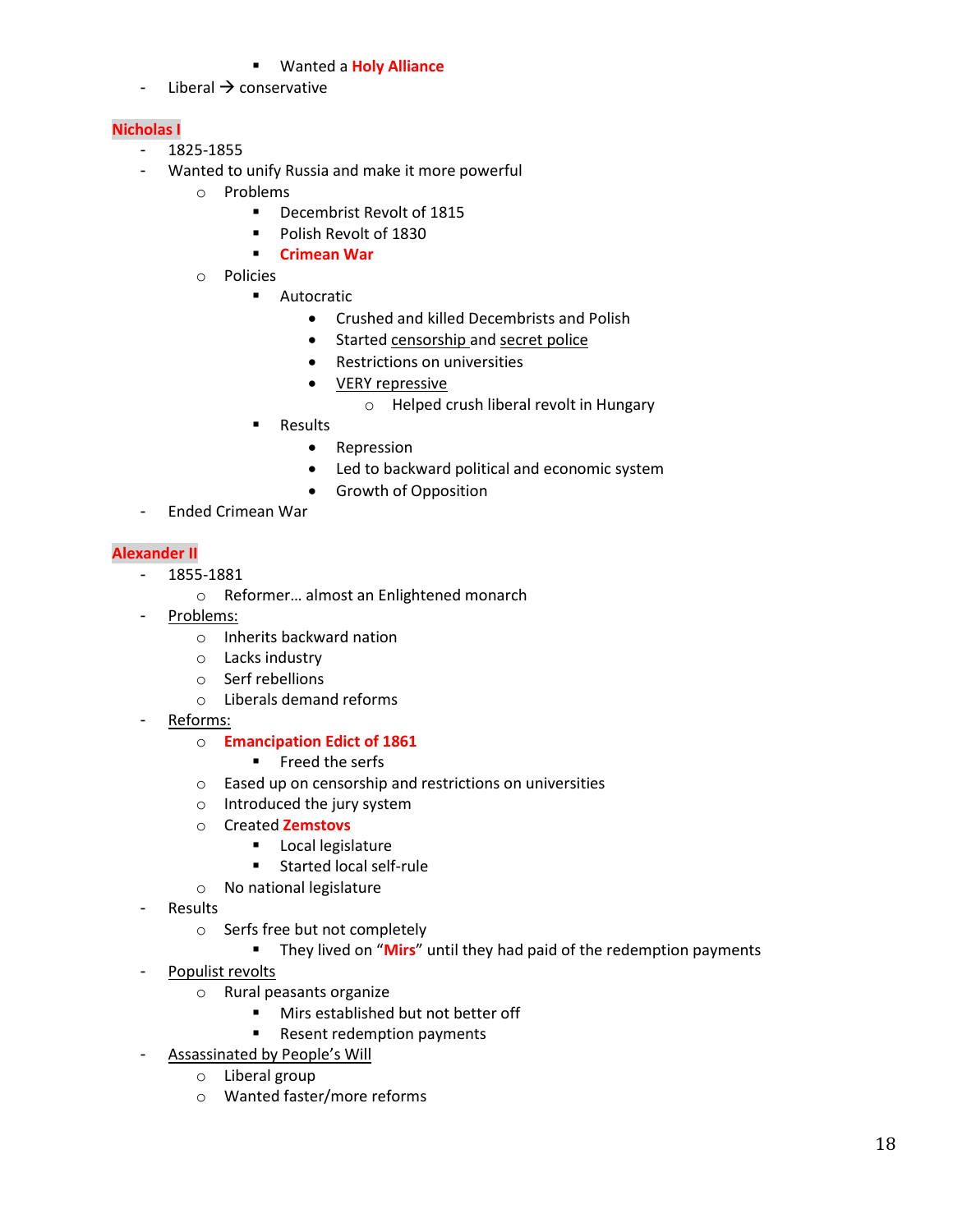- Wanted a **Holy Alliance**
- Liberal → conservative

**Nicholas I**

- 1825-1855
- Wanted to unify Russia and make it more powerful
    - Problems
        - Decembrist Revolt of 1815
        - Polish Revolt of 1830
        - **Crimean War**
    - Policies
        - Autocratic
            - Crushed and killed Decembrists and Polish
            - Started censorship and secret police
            - Restrictions on universities
            - VERY repressive
                - Helped crush liberal revolt in Hungary
        - Results
            - Repression
            - Led to backward political and economic system
            - Growth of Opposition
- Ended Crimean War

**Alexander II**

- 1855-1881
    - Reformer… almost an Enlightened monarch
- Problems:
    - Inherits backward nation
    - Lacks industry
    - Serf rebellions
    - Liberals demand reforms
- Reforms:
    - **Emancipation Edict of 1861**
        - Freed the serfs
    - Eased up on censorship and restrictions on universities
    - Introduced the jury system
    - Created **Zemstovs**
        - Local legislature
        - Started local self-rule
    - No national legislature
- Results
    - Serfs free but not completely
        - They lived on "**Mirs**" until they had paid of the redemption payments
- Populist revolts
    - Rural peasants organize
        - Mirs established but not better off
        - Resent redemption payments
- Assassinated by People's Will
    - Liberal group
    - Wanted faster/more reforms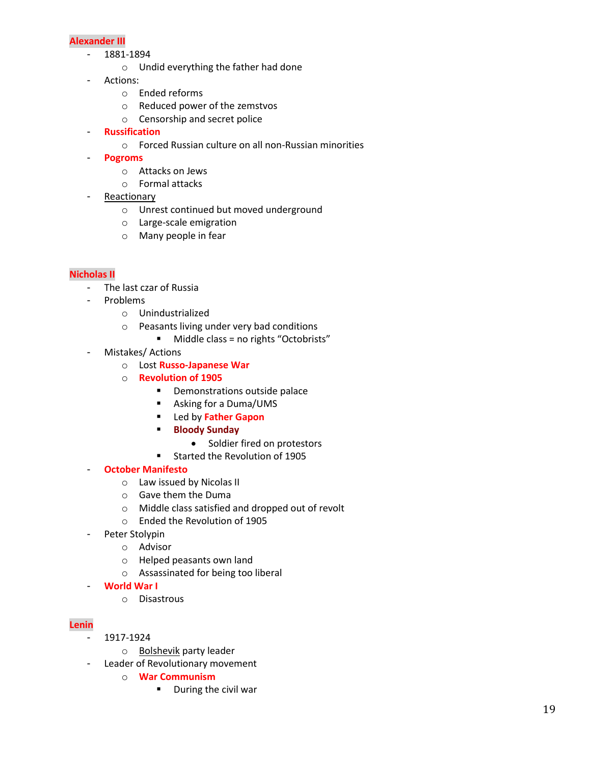## **Alexander III**

- 1881-1894
  - Undid everything the father had done
- Actions:
  - Ended reforms
  - Reduced power of the zemstvos
  - Censorship and secret police
- **Russification**
  - Forced Russian culture on all non-Russian minorities
- **Pogroms**
  - Attacks on Jews
  - Formal attacks
- Reactionary
  - Unrest continued but moved underground
  - Large-scale emigration
  - Many people in fear

## **Nicholas II**

- The last czar of Russia
- Problems
  - Unindustrialized
  - Peasants living under very bad conditions
    - Middle class = no rights "Octobrists"
- Mistakes/ Actions
  - Lost **Russo-Japanese War**
  - **Revolution of 1905**
    - Demonstrations outside palace
    - Asking for a Duma/UMS
    - Led by **Father Gapon**
    - **Bloody Sunday**
      - Soldier fired on protestors
    - Started the Revolution of 1905
- **October Manifesto**
  - Law issued by Nicolas II
  - Gave them the Duma
  - Middle class satisfied and dropped out of revolt
  - Ended the Revolution of 1905
- Peter Stolypin
  - Advisor
  - Helped peasants own land
  - Assassinated for being too liberal
- **World War I**
  - Disastrous

## **Lenin**

- 1917-1924
  - Bolshevik party leader
- Leader of Revolutionary movement
  - **War Communism**
    - During the civil war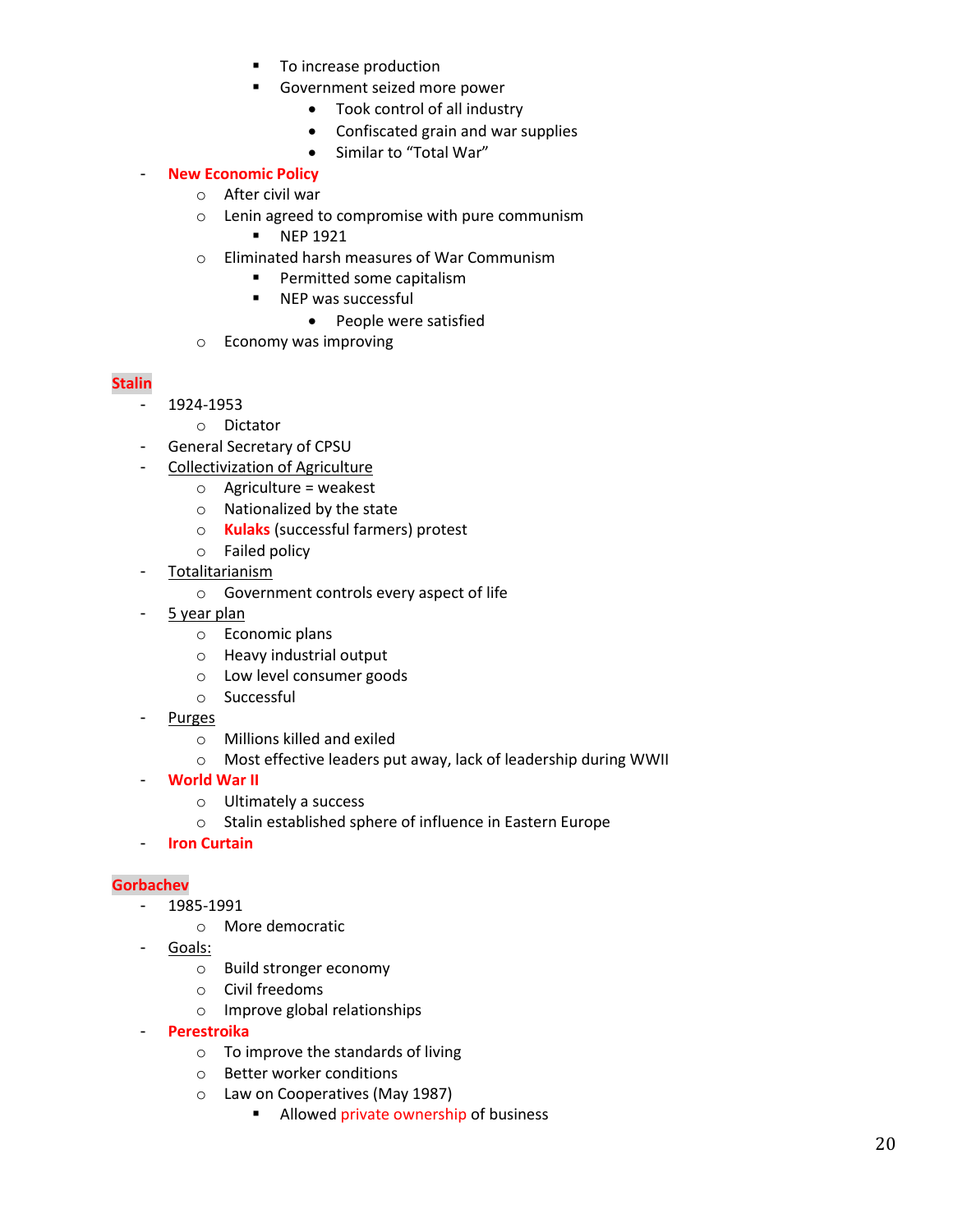- To increase production
        - Government seized more power
            - Took control of all industry
            - Confiscated grain and war supplies
            - Similar to "Total War"
- **New Economic Policy**
    - After civil war
    - Lenin agreed to compromise with pure communism
        - NEP 1921
    - Eliminated harsh measures of War Communism
        - Permitted some capitalism
        - NEP was successful
            - People were satisfied
    - Economy was improving

**Stalin**

- 1924-1953
    - Dictator
- General Secretary of CPSU
- Collectivization of Agriculture
    - Agriculture = weakest
    - Nationalized by the state
    - **Kulaks** (successful farmers) protest
    - Failed policy
- Totalitarianism
    - Government controls every aspect of life
- 5 year plan
    - Economic plans
    - Heavy industrial output
    - Low level consumer goods
    - Successful
- Purges
    - Millions killed and exiled
    - Most effective leaders put away, lack of leadership during WWII
- **World War II**
    - Ultimately a success
    - Stalin established sphere of influence in Eastern Europe
- **Iron Curtain**

**Gorbachev**

- 1985-1991
    - More democratic
- Goals:
    - Build stronger economy
    - Civil freedoms
    - Improve global relationships
- **Perestroika**
    - To improve the standards of living
    - Better worker conditions
    - Law on Cooperatives (May 1987)
        - Allowed private ownership of business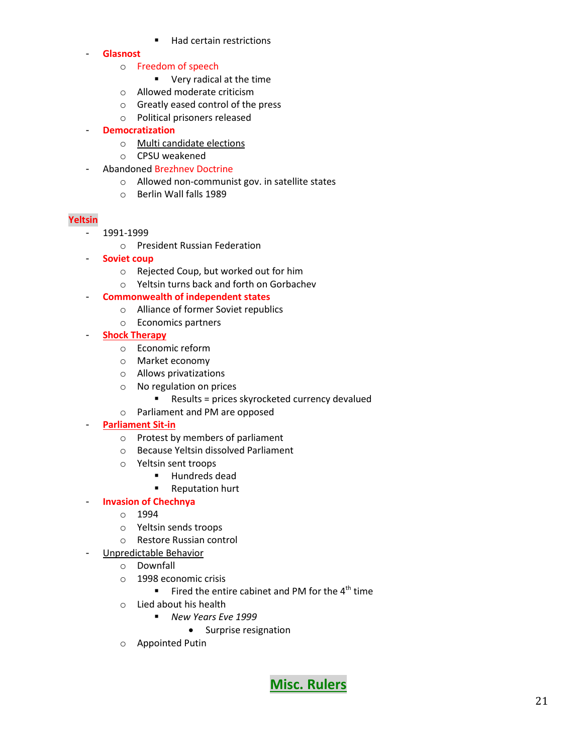- Had certain restrictions
- **Glasnost**
    - Freedom of speech
        - Very radical at the time
    - Allowed moderate criticism
    - Greatly eased control of the press
    - Political prisoners released
- **Democratization**
    - Multi candidate elections
    - CPSU weakened
- Abandoned Brezhnev Doctrine
    - Allowed non-communist gov. in satellite states
    - Berlin Wall falls 1989

**Yeltsin**

- 1991-1999
    - President Russian Federation
- **Soviet coup**
    - Rejected Coup, but worked out for him
    - Yeltsin turns back and forth on Gorbachev
- **Commonwealth of independent states**
    - Alliance of former Soviet republics
    - Economics partners
- **Shock Therapy**
    - Economic reform
    - Market economy
    - Allows privatizations
    - No regulation on prices
        - Results = prices skyrocketed currency devalued
    - Parliament and PM are opposed
- **Parliament Sit-in**
    - Protest by members of parliament
    - Because Yeltsin dissolved Parliament
    - Yeltsin sent troops
        - Hundreds dead
        - Reputation hurt
- **Invasion of Chechnya**
    - 1994
    - Yeltsin sends troops
    - Restore Russian control
- Unpredictable Behavior
    - Downfall
    - 1998 economic crisis
        - Fired the entire cabinet and PM for the 4th time
    - Lied about his health
        - *New Years Eve 1999*
            - Surprise resignation
    - Appointed Putin

## Misc. Rulers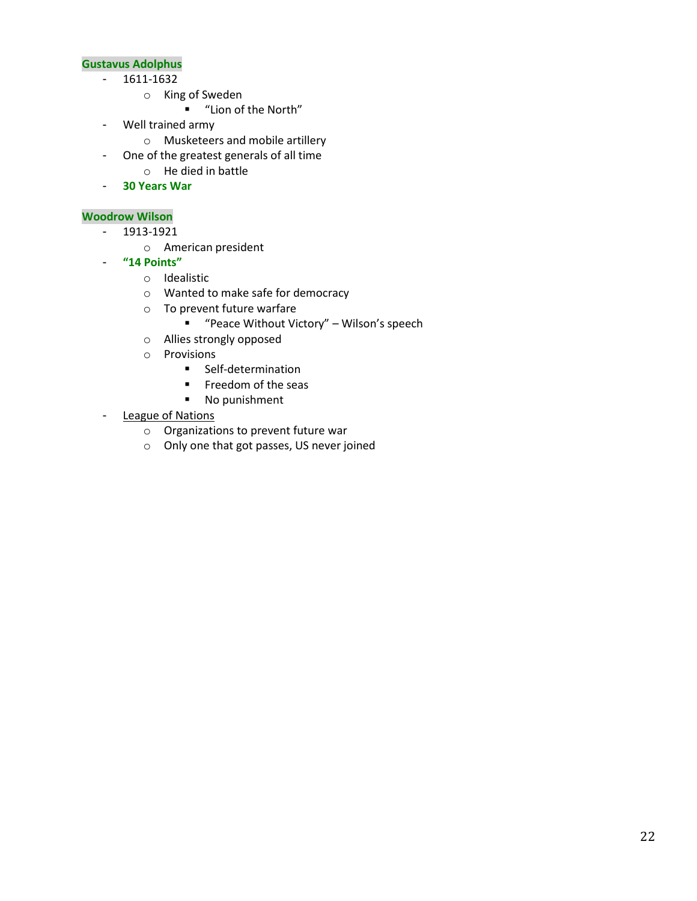**Gustavus Adolphus**

- 1611-1632
  - King of Sweden
    - "Lion of the North"
- Well trained army
  - Musketeers and mobile artillery
- One of the greatest generals of all time
  - He died in battle
- **30 Years War**

**Woodrow Wilson**

- 1913-1921
  - American president
- **"14 Points"**
  - Idealistic
  - Wanted to make safe for democracy
  - To prevent future warfare
    - "Peace Without Victory" – Wilson's speech
  - Allies strongly opposed
  - Provisions
    - Self-determination
    - Freedom of the seas
    - No punishment
- League of Nations
  - Organizations to prevent future war
  - Only one that got passes, US never joined